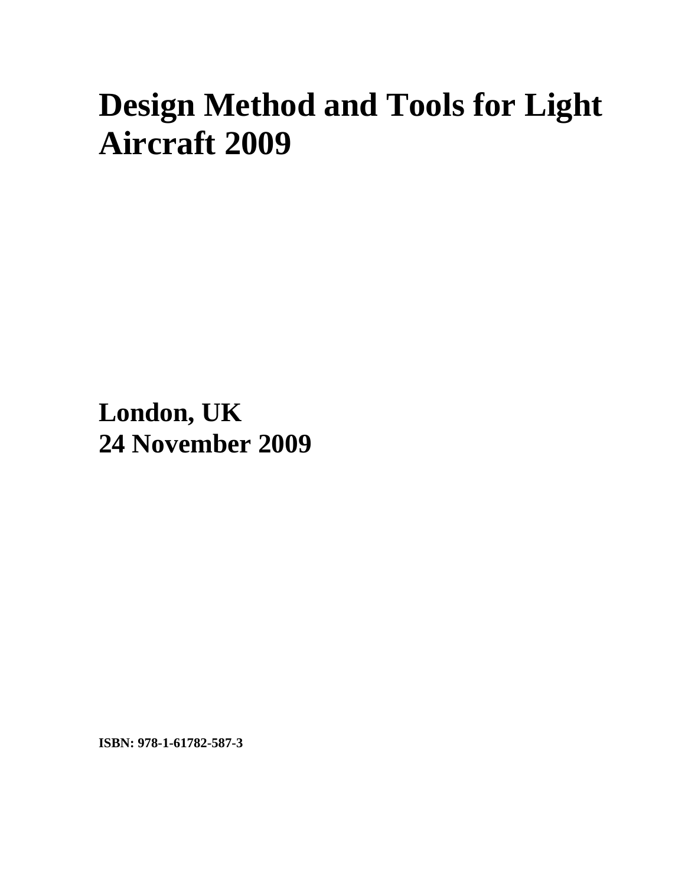# Design Method and Tools for Light Aircraft 2009

**London, UK**
**24 November 2009**

**ISBN: 978-1-61782-587-3**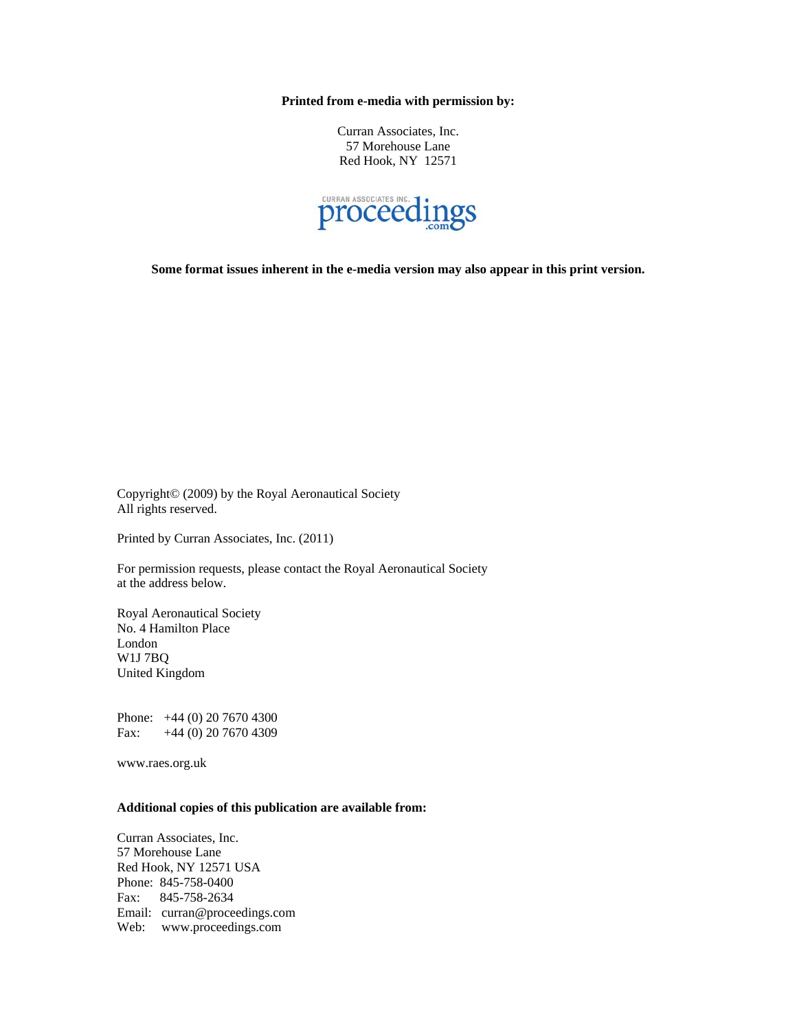**Printed from e-media with permission by:**

Curran Associates, Inc.
57 Morehouse Lane
Red Hook, NY 12571

CURRAN ASSOCIATES INC. proceedings.com

**Some format issues inherent in the e-media version may also appear in this print version.**

Copyright© (2009) by the Royal Aeronautical Society
All rights reserved.

Printed by Curran Associates, Inc. (2011)

For permission requests, please contact the Royal Aeronautical Society
at the address below.

Royal Aeronautical Society
No. 4 Hamilton Place
London
W1J 7BQ
United Kingdom

Phone: +44 (0) 20 7670 4300
Fax: +44 (0) 20 7670 4309

www.raes.org.uk

**Additional copies of this publication are available from:**

Curran Associates, Inc.
57 Morehouse Lane
Red Hook, NY 12571 USA
Phone: 845-758-0400
Fax: 845-758-2634
Email: curran@proceedings.com
Web: www.proceedings.com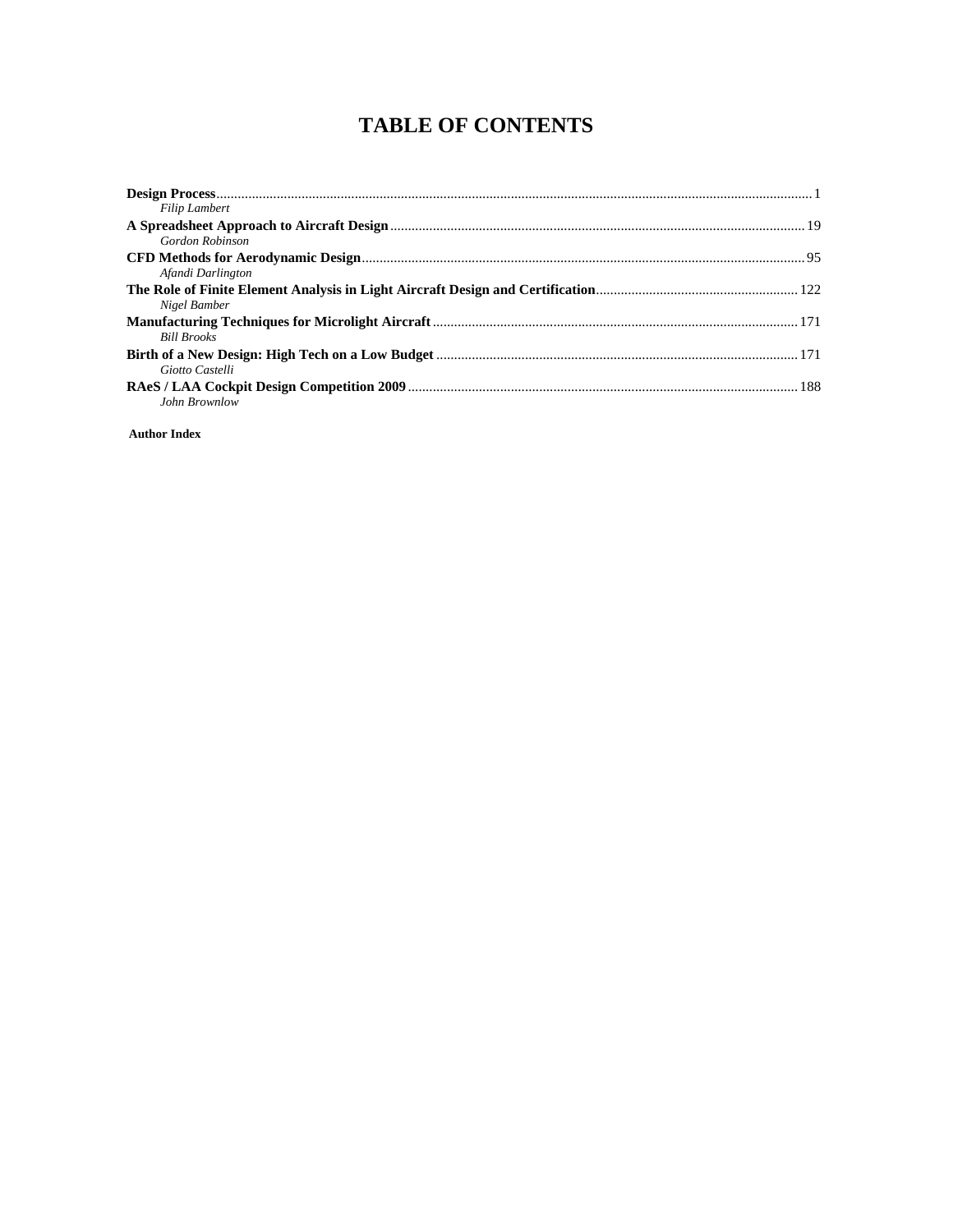# TABLE OF CONTENTS

**Design Process**........................................................................................................................1
*Filip Lambert*

**A Spreadsheet Approach to Aircraft Design**...........................................................................19
*Gordon Robinson*

**CFD Methods for Aerodynamic Design**..................................................................................95
*Afandi Darlington*

**The Role of Finite Element Analysis in Light Aircraft Design and Certification**..................122
*Nigel Bamber*

**Manufacturing Techniques for Microlight Aircraft**...............................................................171
*Bill Brooks*

**Birth of a New Design: High Tech on a Low Budget**.............................................................171
*Giotto Castelli*

**RAeS / LAA Cockpit Design Competition 2009**....................................................................188
*John Brownlow*

**Author Index**